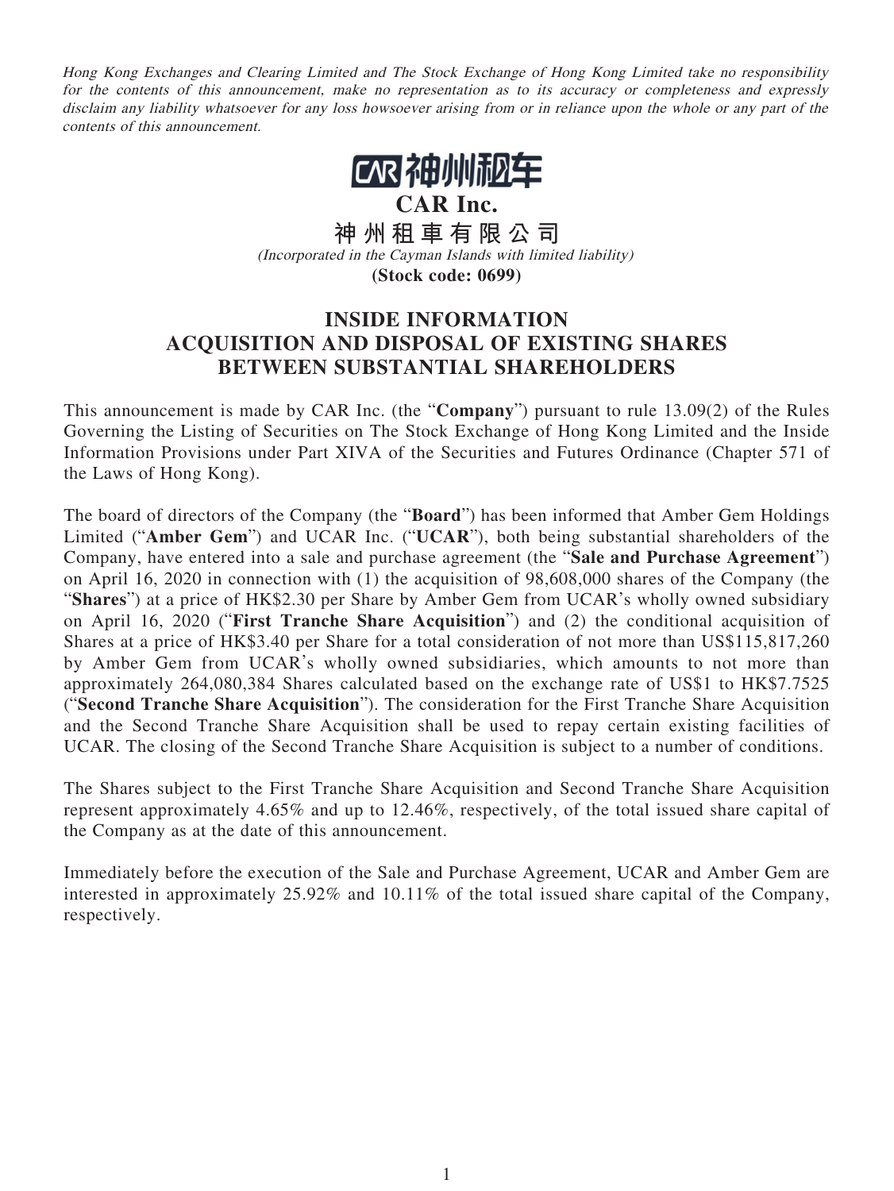*Hong Kong Exchanges and Clearing Limited and The Stock Exchange of Hong Kong Limited take no responsibility for the contents of this announcement, make no representation as to its accuracy or completeness and expressly disclaim any liability whatsoever for any loss howsoever arising from or in reliance upon the whole or any part of the contents of this announcement.*

# CAR Inc.

# 神州租車有限公司

*(Incorporated in the Cayman Islands with limited liability)*

**(Stock code: 0699)**

## INSIDE INFORMATION ACQUISITION AND DISPOSAL OF EXISTING SHARES BETWEEN SUBSTANTIAL SHAREHOLDERS

This announcement is made by CAR Inc. (the "**Company**") pursuant to rule 13.09(2) of the Rules Governing the Listing of Securities on The Stock Exchange of Hong Kong Limited and the Inside Information Provisions under Part XIVA of the Securities and Futures Ordinance (Chapter 571 of the Laws of Hong Kong).

The board of directors of the Company (the "**Board**") has been informed that Amber Gem Holdings Limited ("**Amber Gem**") and UCAR Inc. ("**UCAR**"), both being substantial shareholders of the Company, have entered into a sale and purchase agreement (the "**Sale and Purchase Agreement**") on April 16, 2020 in connection with (1) the acquisition of 98,608,000 shares of the Company (the "**Shares**") at a price of HK$2.30 per Share by Amber Gem from UCAR's wholly owned subsidiary on April 16, 2020 ("**First Tranche Share Acquisition**") and (2) the conditional acquisition of Shares at a price of HK$3.40 per Share for a total consideration of not more than US$115,817,260 by Amber Gem from UCAR's wholly owned subsidiaries, which amounts to not more than approximately 264,080,384 Shares calculated based on the exchange rate of US$1 to HK$7.7525 ("**Second Tranche Share Acquisition**"). The consideration for the First Tranche Share Acquisition and the Second Tranche Share Acquisition shall be used to repay certain existing facilities of UCAR. The closing of the Second Tranche Share Acquisition is subject to a number of conditions.

The Shares subject to the First Tranche Share Acquisition and Second Tranche Share Acquisition represent approximately 4.65% and up to 12.46%, respectively, of the total issued share capital of the Company as at the date of this announcement.

Immediately before the execution of the Sale and Purchase Agreement, UCAR and Amber Gem are interested in approximately 25.92% and 10.11% of the total issued share capital of the Company, respectively.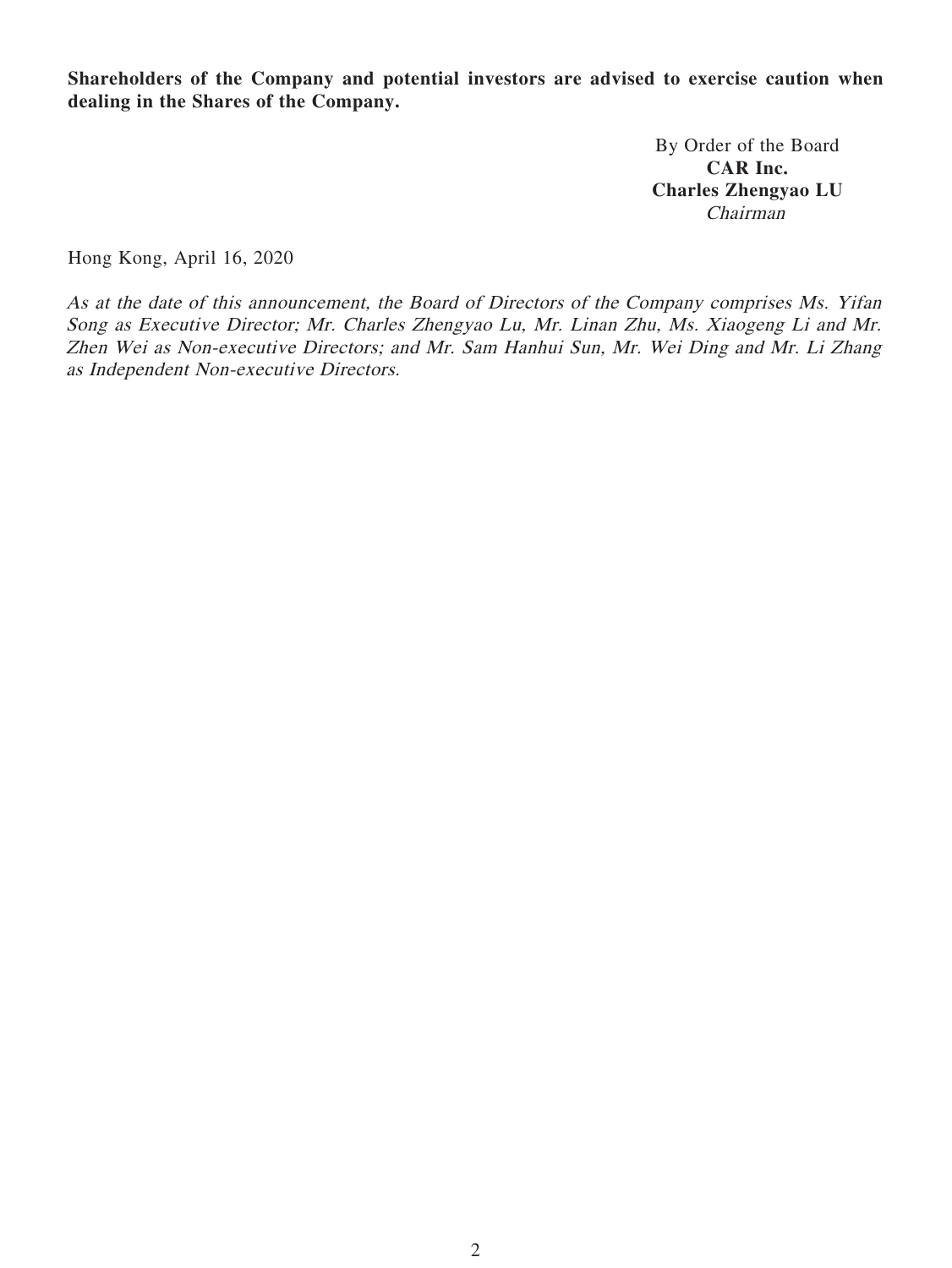**Shareholders of the Company and potential investors are advised to exercise caution when dealing in the Shares of the Company.**

By Order of the Board
**CAR Inc.**
**Charles Zhengyao LU**
*Chairman*

Hong Kong, April 16, 2020

*As at the date of this announcement, the Board of Directors of the Company comprises Ms. Yifan Song as Executive Director; Mr. Charles Zhengyao Lu, Mr. Linan Zhu, Ms. Xiaogeng Li and Mr. Zhen Wei as Non-executive Directors; and Mr. Sam Hanhui Sun, Mr. Wei Ding and Mr. Li Zhang as Independent Non-executive Directors.*